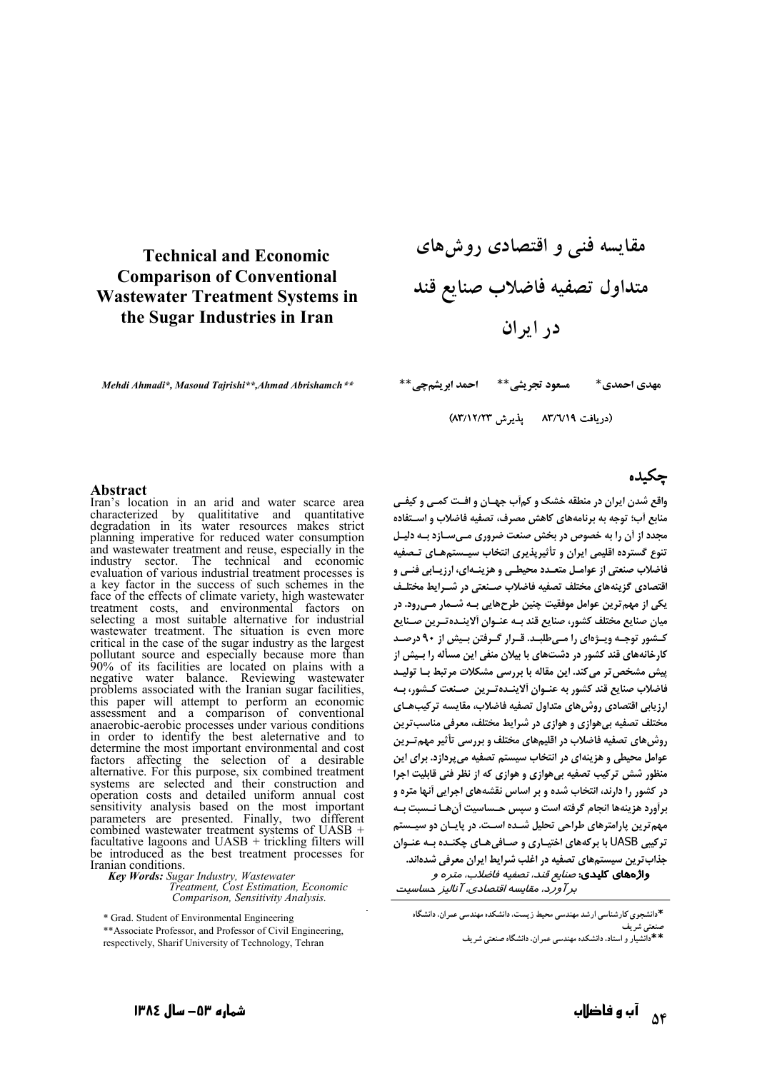# مقایسه فنی و اقتصادی روش‌های متداول تصفیه فاضلاب صنایع قند در ایران

مهدی احمدی* مسعود تجریشی** احمد ابریشم‌چی**

(دریافت ۸۳/۶/۱۹ پذیرش ۸۳/۱۲/۲۳)

## چکیده

واقع شدن ایران در منطقه خشک و کم‌آب جهان و افت کمی و کیفی منابع آب؛ توجه به برنامه‌های کاهش مصرف، تصفیه فاضلاب و استفاده مجدد از آن را به خصوص در بخش صنعت ضروری می‌سازد به دلیل تنوع گسترده اقلیمی ایران و تأثیرپذیری انتخاب سیستم‌های تصفیه فاضلاب صنعتی از عوامل متعدد محیطی و هزینه‌ای، ارزیابی فنی و اقتصادی گزینه‌های مختلف تصفیه فاضلاب صنعتی در شرایط مختلف یکی از مهم‌ترین عوامل موفقیت چنین طرح‌هایی به شمار می‌رود. در میان صنایع مختلف کشور، صنایع قند به عنوان آلاینده‌ترین صنایع کشور توجه ویژه‌ای را می‌طلبد. قرار گرفتن بیش از ۹۰ درصد کارخانه‌های قند کشور در دشت‌های با بیلان منفی این مسأله را بیش از پیش مشخص‌تر می‌کند. این مقاله با بررسی مشکلات مرتبط با تولید فاضلاب صنایع قند کشور به عنوان آلاینده‌ترین صنعت کشور، به ارزیابی اقتصادی روش‌های متداول تصفیه فاضلاب، مقایسه ترکیب‌های مختلف تصفیه بی‌هوازی و هوازی در شرایط مختلف، معرفی مناسب‌ترین روش‌های تصفیه فاضلاب در اقلیم‌های مختلف و بررسی تأثیر مهم‌ترین عوامل محیطی و هزینه‌ای در انتخاب سیستم تصفیه می‌پردازد. برای این منظور شش ترکیب تصفیه بی‌هوازی و هوازی که از نظر فنی قابلیت اجرا در کشور را دارند، انتخاب شده و بر اساس نقشه‌های اجرایی آنها متره و برآورد هزینه‌ها انجام گرفته است و سپس حساسیت آن‌ها نسبت به مهم‌ترین پارامترهای طراحی تحلیل شده است. در پایان دو سیستم ترکیبی UASB با برکه‌های اختیاری و صافی‌های چکنده به عنوان جذاب‌ترین سیستم‌های تصفیه در اغلب شرایط ایران معرفی شده‌اند.

**واژه‌های کلیدی:** *صنایع قند، تصفیه فاضلاب، متره و برآورد، مقایسه اقتصادی، آنالیز حساسیت*

\*دانشجوی کارشناسی ارشد مهندسی محیط زیست، دانشکده مهندسی عمران، دانشگاه صنعتی شریف

\*\*دانشیار و استاد، دانشکده مهندسی عمران، دانشگاه صنعتی شریف

# Technical and Economic Comparison of Conventional Wastewater Treatment Systems in the Sugar Industries in Iran

*Mehdi Ahmadi\*, Masoud Tajrishi\*\*, Ahmad Abrishamch\*\**

## Abstract

Iran's location in an arid and water scarce area characterized by qualititative and quantitative degradation in its water resources makes strict planning imperative for reduced water consumption and wastewater treatment and reuse, especially in the industry sector. The technical and economic evaluation of various industrial treatment processes is a key factor in the success of such schemes in the face of the effects of climate variety, high wastewater treatment costs, and environmental factors on selecting a most suitable alternative for industrial wastewater treatment. The situation is even more critical in the case of the sugar industry as the largest pollutant source and especially because more than 90% of its facilities are located on plains with a negative water balance. Reviewing wastewater problems associated with the Iranian sugar facilities, this paper will attempt to perform an economic assessment and a comparison of conventional anaerobic-aerobic processes under various conditions in order to identify the best aleternative and to determine the most important environmental and cost factors affecting the selection of a desirable alternative. For this purpose, six combined treatment systems are selected and their construction and operation costs and detailed uniform annual cost sensitivity analysis based on the most important parameters are presented. Finally, two different combined wastewater treatment systems of UASB + facultative lagoons and UASB + trickling filters will be introduced as the best treatment processes for Iranian conditions.

***Key Words:*** *Sugar Industry, Wastewater Treatment, Cost Estimation, Economic Comparison, Sensitivity Analysis.*

\* Grad. Student of Environmental Engineering

\*\*Associate Professor, and Professor of Civil Engineering, respectively, Sharif University of Technology, Tehran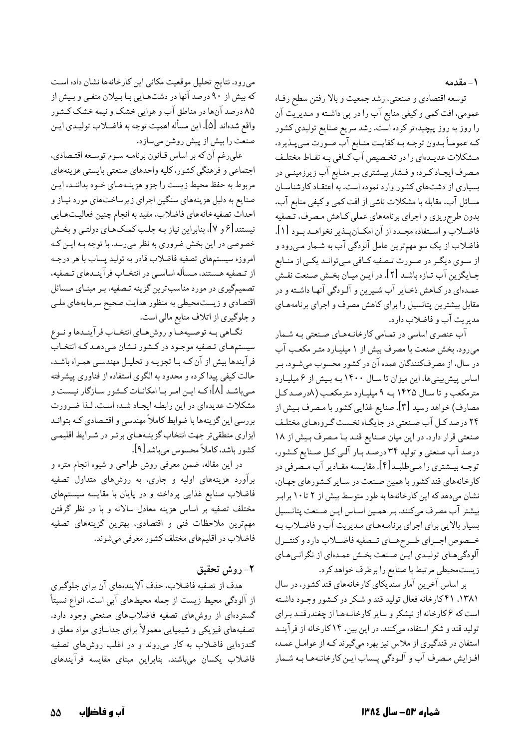## ۱- مقدمه

توسعه اقتصادی و صنعتی، رشد جمعیت و بالا رفتن سطح رفاه عمومی، افت کمی و کیفی منابع آب را در پی داشته و مدیریت آن را روز به روز پیچیده‌تر کرده است. رشد سریع صنایع تولیدی کشور که عموماً بدون توجه به کفایت منابع آب صورت می‌پذیرد، مشکلات عدیده‌ای را در تخصیص آب کافی به نقاط مختلف مصرف ایجاد کرده و فشار بیشتری بر منابع آب زیرزمینی در بسیاری از دشت‌های کشور وارد نموده است. به اعتقاد کارشناسان مسائل آب، مقابله با مشکلات ناشی از افت کمی و کیفی منابع آب، بدون طرح‌ریزی و اجرای برنامه‌های عملی کاهش مصرف، تصفیه فاضلاب و استفاده مجدد از آن امکان‌پذیر نخواهد بود [1]. فاضلاب از یک سو مهم‌ترین عامل آلودگی آب به شمار می‌رود و از سوی دیگر در صورت تصفیه کافی می‌تواند یکی از منابع جایگزین آب تازه باشد [2]. در این میان بخش صنعت نقش عمده‌ای در کاهش ذخایر آب شیرین و آلودگی آنها داشته و در مقابل بیشترین پتانسیل را برای کاهش مصرف و اجرای برنامه‌های مدیریت آب و فاضلاب دارد.

آب عنصری اساسی در تمامی کارخانه‌های صنعتی به شمار می‌رود. بخش صنعت با مصرف بیش از ۱ میلیارد متر مکعب آب در سال، از مصرف‌کنندگان عمده آن در کشور محسوب می‌شود. بر اساس پیش‌بینی‌ها، این میزان تا سال ۱۴۰۰ به بیش از ۶ میلیارد مترمکعب و تا سال ۱۴۲۵ به ۹ میلیارد مترمکعب (۸درصد کل مصارف) خواهد رسید [3]. صنایع غذایی کشور با مصرف بیش از ۲۴ درصد کل آب صنعتی در جایگاه نخست گروه‌های مختلف صنعتی قرار دارد. در این میان صنایع قند با مصرف بیش از ۱۸ درصد آب صنعتی و تولید ۳۴ درصد بار آلی کل صنایع کشور، توجه بیشتری را می‌طلبد [4]. مقایسه مقادیر آب مصرفی در کارخانه‌های قند کشور با همین صنعت در سایر کشورهای جهان، نشان می‌دهد که این کارخانه‌ها به طور متوسط بیش از ۲ تا ۱۰ برابر بیشتر آب مصرف می‌کنند. بر همین اساس این صنعت پتانسیل بسیار بالایی برای اجرای برنامه‌های مدیریت آب و فاضلاب به خصوص اجرای طرح‌های تصفیه فاضلاب دارد و کنترل آلودگی‌های تولیدی این صنعت بخش عمده‌ای از نگرانی‌های زیست‌محیطی مرتبط با صنایع را برطرف خواهد کرد.

بر اساس آخرین آمار سندیکای کارخانه‌های قند کشور، در سال ۱۳۸۱، ۴۱ کارخانه فعال تولید قند و شکر در کشور وجود داشته است که ۶ کارخانه از نیشکر و سایر کارخانه‌ها از چغندرقند برای تولید قند و شکر استفاده می‌کنند. در این بین، ۱۴ کارخانه از فرآیند استفان در قندگیری از ملاس نیز بهره می‌گیرند که از عوامل عمده افزایش مصرف آب و آلودگی پساب این کارخانه‌ها به شمار می‌رود. نتایج تحلیل موقعیت مکانی این کارخانه‌ها نشان داده است که بیش از ۹۰ درصد آنها در دشت‌هایی با بیلان منفی و بیش از ۸۵ درصد آن‌ها در مناطق آب و هوایی خشک و نیمه خشک کشور واقع شده‌اند [5]. این مسأله اهمیت توجه به فاضلاب تولیدی این صنعت را بیش از پیش روشن می‌سازد.

علی‌رغم آن که بر اساس قانون برنامه سوم توسعه اقتصادی، اجتماعی و فرهنگی کشور، کلیه واحدهای صنعتی بایستی هزینه‌های مربوط به حفظ محیط زیست را جزو هزینه‌های خود بدانند، این صنایع به دلیل هزینه‌های سنگین اجرای زیرساخت‌های مورد نیاز و احداث تصفیه‌خانه‌های فاضلاب، مقید به انجام چنین فعالیت‌هایی نیستند[6 و 7]، بنابراین نیاز به جلب کمک‌های دولتی و بخش خصوصی در این بخش ضروری به نظر می‌رسد. با توجه به این که امروزه سیستم‌های تصفیه فاضلاب قادر به تولید پساب با هر درجه از تصفیه هستند، مسأله اساسی در انتخاب فرآیندهای تصفیه، تصمیم‌گیری در مورد مناسب‌ترین گزینه تصفیه، بر مبنای مسائل اقتصادی و زیست‌محیطی به منظور هدایت صحیح سرمایه‌های ملی و جلوگیری از اتلاف منابع مالی است.

نگاهی به توصیه‌ها و روش‌های انتخاب فرآیندها و نوع سیستم‌های تصفیه موجود در کشور نشان می‌دهد که انتخاب فرآیندها بیش از آن که با تجزیه و تحلیل مهندسی همراه باشد، حالت کیفی پیدا کرده و محدود به الگوی استفاده از فناوری پیشرفته می‌باشد [8]؛ که این امر با امکانات کشور سازگار نیست و مشکلات عدیده‌ای در این رابطه ایجاد شده است. لذا ضرورت بررسی این گزینه‌ها با ضوابط کاملاً مهندسی و اقتصادی که بتواند ابزاری منطقی‌تر جهت انتخاب گزینه‌های برتر در شرایط اقلیمی کشور باشد، کاملاً محسوس می‌باشد[9].

در این مقاله، ضمن معرفی روش طراحی و شیوه انجام متره و برآورد هزینه‌های اولیه و جاری، به روش‌های متداول تصفیه فاضلاب صنایع غذایی پرداخته و در پایان با مقایسه سیستم‌های مختلف تصفیه بر اساس هزینه معادل سالانه و با در نظر گرفتن مهم‌ترین ملاحظات فنی و اقتصادی، بهترین گزینه‌های تصفیه فاضلاب در اقلیم‌های مختلف کشور معرفی می‌شوند.

## ۲- روش تحقیق

هدف از تصفیه فاضلاب، حذف آلاینده‌های آن برای جلوگیری از آلودگی محیط زیست از جمله محیط‌های آبی است. انواع نسبتاً گسترده‌ای از روش‌های تصفیه فاضلاب‌های صنعتی وجود دارد. تصفیه‌های فیزیکی و شیمیایی معمولاً برای جداسازی مواد معلق و گندزدایی فاضلاب به کار می‌روند و در اغلب روش‌های تصفیه فاضلاب یکسان می‌باشند. بنابراین مبنای مقایسه فرآیندهای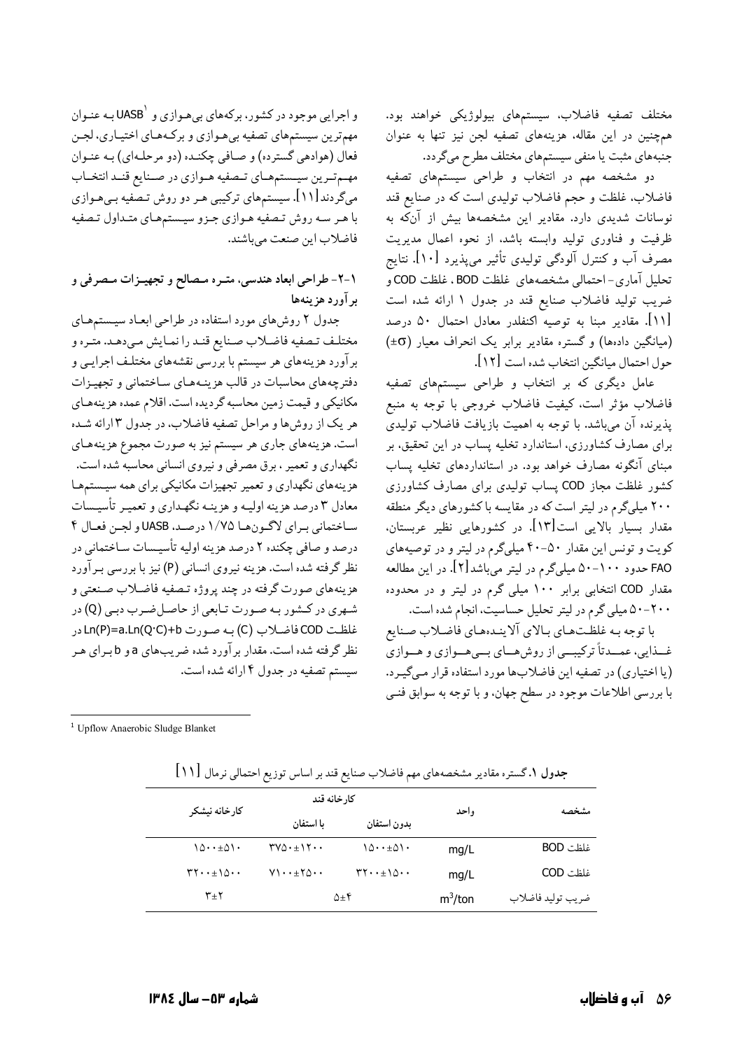مختلف تصفیه فاضلاب، سیستم‌های بیولوژیکی خواهند بود. همچنین در این مقاله، هزینه‌های تصفیه لجن نیز تنها به عنوان جنبه‌های مثبت یا منفی سیستم‌های مختلف مطرح می‌گردد.

دو مشخصه مهم در انتخاب و طراحی سیستم‌های تصفیه فاضلاب، غلظت و حجم فاضلاب تولیدی است که در صنایع قند نوسانات شدیدی دارد. مقادیر این مشخصه‌ها بیش از آنکه به ظرفیت و فناوری تولید وابسته باشد، از نحوه اعمال مدیریت مصرف آب و کنترل آلودگی تولیدی تأثیر می‌پذیرد [۱۰]. نتایج تحلیل آماری-احتمالی مشخصه‌های غلظت BOD ، غلظت COD و ضریب تولید فاضلاب صنایع قند در جدول ۱ ارائه شده است [۱۱]. مقادیر مبنا به توصیه اکنفلدر معادل احتمال ۵۰ درصد (میانگین داده‌ها) و گستره مقادیر برابر یک انحراف معیار ($\pm\sigma$) حول احتمال میانگین انتخاب شده است [۱۲].

عامل دیگری که بر انتخاب و طراحی سیستم‌های تصفیه فاضلاب مؤثر است، کیفیت فاضلاب خروجی با توجه به منبع پذیرنده آن می‌باشد. با توجه به اهمیت بازیافت فاضلاب تولیدی برای مصارف کشاورزی، استاندارد تخلیه پساب در این تحقیق، بر مبنای آنگونه مصارف خواهد بود. در استانداردهای تخلیه پساب کشور غلظت مجاز COD پساب تولیدی برای مصارف کشاورزی ۲۰۰ میلی‌گرم در لیتر است که در مقایسه با کشورهای دیگر منطقه مقدار بسیار بالایی است[۱۳]. در کشورهایی نظیر عربستان، کویت و تونس این مقدار ۵۰-۴۰ میلی‌گرم در لیتر و در توصیه‌های FAO حدود ۱۰۰-۵۰ میلی‌گرم در لیتر می‌باشد[۲]. در این مطالعه مقدار COD انتخابی برابر ۱۰۰ میلی گرم در لیتر و در محدوده ۲۰۰-۵۰ میلی گرم در لیتر تحلیل حساسیت، انجام شده است.

با توجه به غلظت‌های بالای آلاینده‌های فاضلاب صنایع غذایی، عمدتاً ترکیبی از روش‌های بی‌هوازی و هوازی (یا اختیاری) در تصفیه این فاضلاب‌ها مورد استفاده قرار می‌گیرد. با بررسی اطلاعات موجود در سطح جهان، و با توجه به سوابق فنی و اجرایی موجود در کشور، برکه‌های بی‌هوازی و UASB[1] به عنوان مهمترین سیستم‌های تصفیه بی‌هوازی و برکه‌های اختیاری، لجن فعال (هوادهی گسترده) و صافی چکنده (دو مرحله‌ای) به عنوان مهمترین سیستم‌های تصفیه هوازی در صنایع قند انتخاب می‌گردند[۱۱]. سیستم‌های ترکیبی هر دو روش تصفیه بی‌هوازی با هر سه روش تصفیه هوازی جزو سیستم‌های متداول تصفیه فاضلاب این صنعت می‌باشند.

## ۲-۱- طراحی ابعاد هندسی، متره مصالح و تجهیزات مصرفی و برآورد هزینه‌ها

جدول ۲ روش‌های مورد استفاده در طراحی ابعاد سیستم‌های مختلف تصفیه فاضلاب صنایع قند را نمایش می‌دهد. متره و برآورد هزینه‌های هر سیستم با بررسی نقشه‌های مختلف اجرایی و دفترچه‌های محاسبات در قالب هزینه‌های ساختمانی و تجهیزات مکانیکی و قیمت زمین محاسبه گردیده است. اقلام عمده هزینه‌های هر یک از روش‌ها و مراحل تصفیه فاضلاب، در جدول ۳ ارائه شده است. هزینه‌های جاری هر سیستم نیز به صورت مجموع هزینه‌های نگهداری و تعمیر ، برق مصرفی و نیروی انسانی محاسبه شده است. هزینه‌های نگهداری و تعمیر تجهیزات مکانیکی برای همه سیستم‌ها معادل ۳ درصد هزینه اولیه و هزینه نگهداری و تعمیر تأسیسات ساختمانی برای لاگون‌ها ۱/۷۵ درصد، UASB و لجن فعال ۴ درصد و صافی چکنده ۲ درصد هزینه اولیه تأسیسات ساختمانی در نظر گرفته شده است. هزینه نیروی انسانی (P) نیز با بررسی برآورد هزینه‌های صورت گرفته در چند پروژه تصفیه فاضلاب صنعتی و شهری در کشور به صورت تابعی از حاصل‌ضرب دبی (Q) در غلظت COD فاضلاب (C) به صورت $Ln(P)=a.Ln(Q \cdot C)+b$ در نظر گرفته شده است. مقدار برآورد شده ضریب‌های a و b برای هر سیستم تصفیه در جدول ۴ ارائه شده است.

[1] Upflow Anaerobic Sludge Blanket

**جدول ۱.** گستره مقادیر مشخصه‌های مهم فاضلاب صنایع قند بر اساس توزیع احتمالی نرمال [۱۱]

| مشخصه | واحد | کارخانه قند | | کارخانه نیشکر |
|---|---|---|---|---|
| | | بدون استفان | با استفان | |
| غلظت BOD | mg/L | ۱۵۰۰±۵۱۰ | ۳۷۵۰±۱۲۰۰ | ۱۵۰۰±۵۱۰ |
| غلظت COD | mg/L | ۳۲۰۰±۱۵۰۰ | ۷۱۰۰±۲۵۰۰ | ۳۲۰۰±۱۵۰۰ |
| ضریب تولید فاضلاب | $m^3/ton$ | ۵±۴ | | ۳±۲ |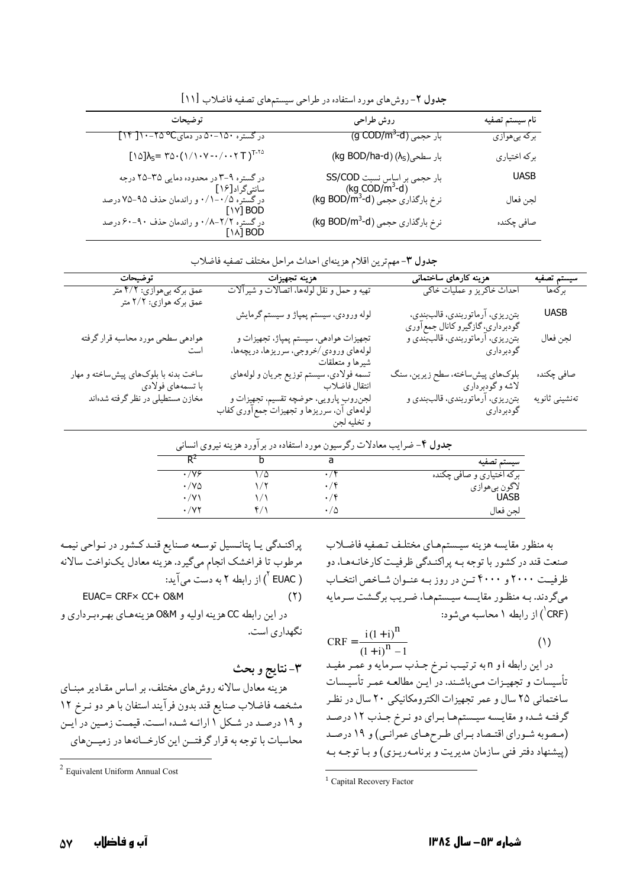**جدول ۲**- روش‌های مورد استفاده در طراحی سیستم‌های تصفیه فاضلاب [۱۱]

| نام سیستم تصفیه | روش طراحی | توضیحات |
|---|---|---|
| برکه بی‌هوازی | بار حجمی $(g\ COD/m^3\text{-}d)$ | در گستره ۱۵۰-۵۰ در دمای ۲۵-۱۰°C [۱۴] |
| برکه اختیاری | بار سطحی $(\lambda_S)$ $(kg\ BOD/ha\text{-}d)$ | $\lambda_S = ۳۵۰(۱/۱۰۷-۰/۰۰۲T)^{T-۲۵}$ [۱۵] |
| UASB | بار حجمی بر اساس نسبت SS/COD $(kg\ COD/m^3\text{-}d)$ | در گستره ۹-۳ در محدوده دمایی ۳۵-۲۵ درجه سانتی‌گراد[۱۶] |
| لجن فعال | نرخ بارگذاری حجمی $(kg\ BOD/m^3\text{-}d)$ | در گستره ۰/۵-۱/۰ و راندمان حذف ۹۵-۷۵ درصد BOD [۱۷] |
| صافی چکنده | نرخ بارگذاری حجمی $(kg\ BOD/m^3\text{-}d)$ | در گستره ۰/۸-۲/۲ و راندمان حذف ۹۰-۶۰ درصد BOD [۱۸] |

**جدول ۳**- مهم‌ترین اقلام هزینه‌ای احداث مراحل مختلف تصفیه فاضلاب

| سیستم تصفیه | هزینه کارهای ساختمانی | هزینه تجهیزات | توضیحات |
|---|---|---|---|
| برکه‌ها | احداث خاکریز و عملیات خاکی | تهیه و حمل و نقل لوله‌ها، اتصالات و شیرآلات | عمق برکه بی‌هوازی: ۴/۲ متر عمق برکه هوازی: ۲/۲ متر |
| UASB | بتن‌ریزی، آرماتوربندی، قالب‌بندی، گودبرداری، گازگیر و کانال جمع‌آوری | لوله ورودی، سیستم پمپاژ و سیستم گرمایش | |
| لجن فعال | بتن‌ریزی، آرماتوربندی، قالب‌بندی و گودبرداری | تجهیزات هوادهی، سیستم پمپاژ، تجهیزات و لوله‌های ورودی/خروجی، سرریزها، دریچه‌ها، شیرها و متعلقات | هوادهی سطحی مورد محاسبه قرار گرفته است |
| صافی چکنده | بلوک‌های پیش‌ساخته، سطح زیرین، سنگ لاشه و گودبرداری | تسمه فولادی، سیستم توزیع جریان و لوله‌های انتقال فاضلاب | ساخت بدنه با بلوک‌های پیش‌ساخته و مهار با تسمه‌های فولادی |
| ته‌نشینی ثانویه | بتن‌ریزی، آرماتوربندی، قالب‌بندی و گودبرداری | لجن‌روب پارویی، حوضچه تقسیم، تجهیزات و لوله‌های آن، سرریزها و تجهیزات جمع‌آوری کفاب و تخلیه لجن | مخازن مستطیلی در نظر گرفته شده‌اند |

**جدول ۴**- ضرایب معادلات رگرسیون مورد استفاده در برآورد هزینه نیروی انسانی

| سیستم تصفیه | a | b | $R^2$ |
|---|---|---|---|
| برکه اختیاری و صافی چکنده | ۰/۴ | ۱/۵ | ۰/۷۶ |
| لاگون بی‌هوازی | ۰/۴ | ۱/۲ | ۰/۷۵ |
| UASB | ۰/۴ | ۱/۱ | ۰/۷۱ |
| لجن فعال | ۰/۵ | ۴/۱ | ۰/۷۲ |

به منظور مقایسه هزینه سیستم‌های مختلف تصفیه فاضلاب صنعت قند در کشور با توجه به پراکندگی ظرفیت کارخانه‌ها، دو ظرفیت ۲۰۰۰ و ۴۰۰۰ تن در روز به عنوان شاخص انتخاب می‌گردند. به منظور مقایسه سیستم‌ها، ضریب برگشت سرمایه (CRF[1]) از رابطه ۱ محاسبه می‌شود:

$$CRF = \frac{i(1+i)^n}{(1+i)^n - 1} \qquad (1)$$

در این رابطه i و n به ترتیب نرخ جذب سرمایه و عمر مفید تأسیسات و تجهیزات می‌باشند. در این مطالعه عمر تأسیسات ساختمانی ۲۵ سال و عمر تجهیزات الکترومکانیکی ۲۰ سال در نظر گرفته شده و مقایسه سیستم‌ها برای دو نرخ جذب ۱۲ درصد (مصوبه شورای اقتصاد برای طرح‌های عمرانی) و ۱۹ درصد (پیشنهاد دفتر فنی سازمان مدیریت و برنامه‌ریزی) و با توجه به پراکندگی یا پتانسیل توسعه صنایع قند کشور در نواحی نیمه مرطوب تا فراخشک انجام می‌گیرد. هزینه معادل یکنواخت سالانه (EUAC[2]) از رابطه ۲ به دست می‌آید:

$$EUAC = CRF \times CC + O\&M \qquad (2)$$

در این رابطه CC هزینه اولیه و O&M هزینه‌های بهره‌برداری و نگهداری است.

## ۳- نتایج و بحث

هزینه معادل سالانه روش‌های مختلف، بر اساس مقادیر مبنای مشخصه فاضلاب صنایع قند بدون فرآیند استفان با هر دو نرخ ۱۲ و ۱۹ درصد در شکل ۱ ارائه شده است. قیمت زمین در این محاسبات با توجه به قرار گرفتن این کارخانه‌ها در زمین‌های

---

[1] Capital Recovery Factor

[2] Equivalent Uniform Annual Cost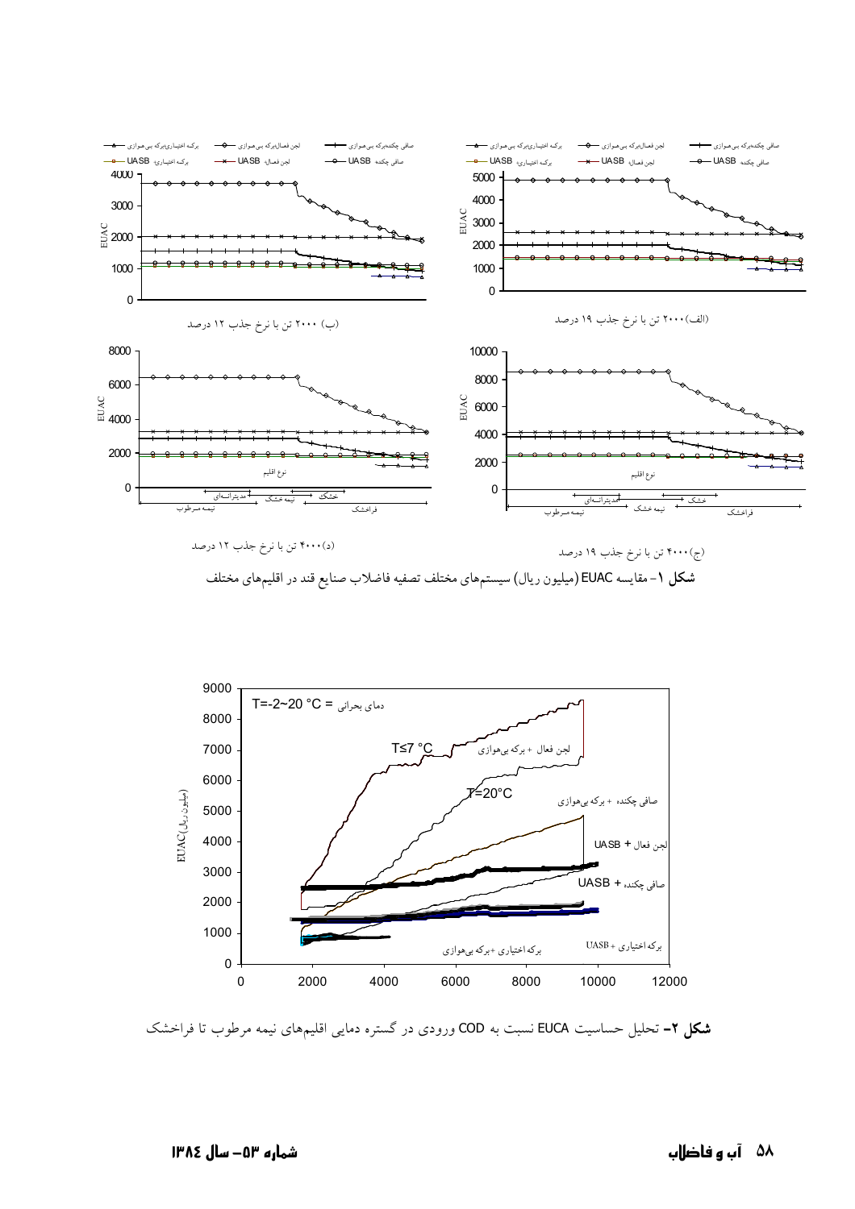(ب) ۲۰۰۰ تن با نرخ جذب ۱۲ درصد

(الف) ۲۰۰۰ تن با نرخ جذب ۱۹ درصد

(د) ۴۰۰۰ تن با نرخ جذب ۱۲ درصد

(ج) ۴۰۰۰ تن با نرخ جذب ۱۹ درصد

**شکل ۱**- مقایسه EUAC (میلیون ریال) سیستم‌های مختلف تصفیه فاضلاب صنایع قند در اقلیم‌های مختلف

**شکل ۲**- تحلیل حساسیت EUCA نسبت به COD ورودی در گستره دمایی اقلیم‌های نیمه مرطوب تا فراخشک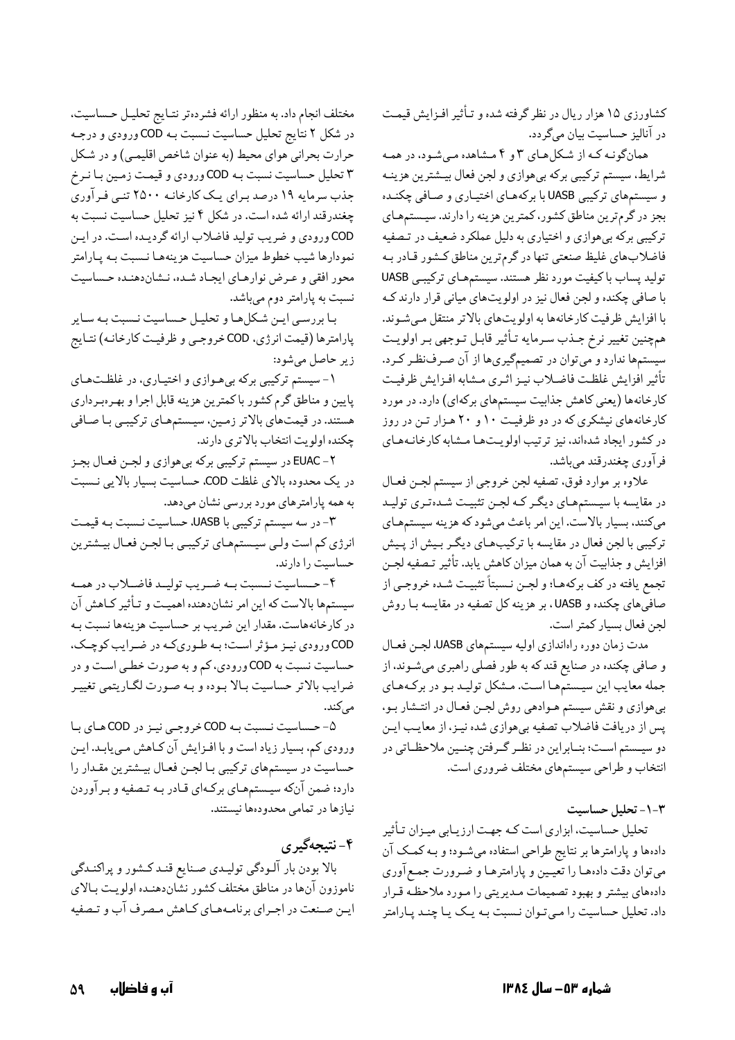کشاورزی ۱۵ هزار ریال در نظر گرفته شده و تأثیر افزایش قیمت در آنالیز حساسیت بیان می‌گردد.

همان‌گونه که از شکل‌های ۳ و ۴ مشاهده می‌شود، در همه شرایط، سیستم ترکیبی برکه بی‌هوازی و لجن فعال بیشترین هزینه و سیستم‌های ترکیبی UASB با برکه‌های اختیاری و صافی چکنده بجز در گرم‌ترین مناطق کشور، کمترین هزینه را دارند. سیستم‌های ترکیبی برکه بی‌هوازی و اختیاری به دلیل عملکرد ضعیف در تصفیه فاضلاب‌های غلیظ صنعتی تنها در گرم‌ترین مناطق کشور قادر به تولید پساب با کیفیت مورد نظر هستند. سیستم‌های ترکیبی UASB با صافی چکنده و لجن فعال نیز در اولویت‌های میانی قرار دارند که با افزایش ظرفیت کارخانه‌ها به اولویت‌های بالاتر منتقل می‌شوند. همچنین تغییر نرخ جذب سرمایه تأثیر قابل توجهی بر اولویت سیستم‌ها ندارد و می‌توان در تصمیم‌گیری‌ها از آن صرف‌نظر کرد. تأثیر افزایش غلظت فاضلاب نیز اثری مشابه افزایش ظرفیت کارخانه‌ها (یعنی کاهش جذابیت سیستم‌های برکه‌ای) دارد. در مورد کارخانه‌های نیشکری که در دو ظرفیت ۱۰ و ۲۰ هزار تن در روز در کشور ایجاد شده‌اند، نیز ترتیب اولویت‌ها مشابه کارخانه‌های فرآوری چغندرقند می‌باشد.

علاوه بر موارد فوق، تصفیه لجن خروجی از سیستم لجن فعال در مقایسه با سیستم‌های دیگر که لجن تثبیت شده‌تری تولید می‌کنند، بسیار بالاست. این امر باعث می‌شود که هزینه سیستم‌های ترکیبی با لجن فعال در مقایسه با ترکیب‌های دیگر بیش از پیش افزایش و جذابیت آن به همان میزان کاهش یابد. تأثیر تصفیه لجن تجمع یافته در کف برکه‌ها؛ و لجن نسبتاً تثبیت شده خروجی از صافی‌های چکنده و UASB، بر هزینه کل تصفیه در مقایسه با روش لجن فعال بسیار کمتر است.

مدت زمان دوره راه‌اندازی اولیه سیستم‌های UASB، لجن فعال و صافی چکنده در صنایع قند که به طور فصلی راهبری می‌شوند، از جمله معایب این سیستم‌ها است. مشکل تولید بو در برکه‌های بی‌هوازی و نقش سیستم هوادهی روش لجن فعال در انتشار بو، پس از دریافت فاضلاب تصفیه بی‌هوازی شده نیز، از معایب این دو سیستم است؛ بنابراین در نظر گرفتن چنین ملاحظاتی در انتخاب و طراحی سیستم‌های مختلف ضروری است.

### ۳-۱- تحلیل حساسیت

تحلیل حساسیت، ابزاری است که جهت ارزیابی میزان تأثیر داده‌ها و پارامترها بر نتایج طراحی استفاده می‌شود؛ و به کمک آن می‌توان دقت داده‌ها را تعیین و پارامترها و ضرورت جمع‌آوری داده‌های بیشتر و بهبود تصمیمات مدیریتی را مورد ملاحظه قرار داد. تحلیل حساسیت را می‌توان نسبت به یک یا چند پارامتر مختلف انجام داد. به منظور ارائه فشرده‌تر نتایج تحلیل حساسیت، در شکل ۲ نتایج تحلیل حساسیت نسبت به COD ورودی و درجه حرارت بحرانی هوای محیط (به عنوان شاخص اقلیمی) و در شکل ۳ تحلیل حساسیت نسبت به COD ورودی و قیمت زمین با نرخ جذب سرمایه ۱۹ درصد برای یک کارخانه ۲۵۰۰ تنی فرآوری چغندرقند ارائه شده است. در شکل ۴ نیز تحلیل حساسیت نسبت به COD ورودی و ضریب تولید فاضلاب ارائه گردیده است. در این نمودارها شیب خطوط میزان حساسیت هزینه‌ها نسبت به پارامتر محور افقی و عرض نوارهای ایجاد شده، نشان‌دهنده حساسیت نسبت به پارامتر دوم می‌باشد.

با بررسی این شکل‌ها و تحلیل حساسیت نسبت به سایر پارامترها (قیمت انرژی، COD خروجی و ظرفیت کارخانه) نتایج زیر حاصل می‌شود:

۱- سیستم ترکیبی برکه بی‌هوازی و اختیاری، در غلظت‌های پایین و مناطق گرم کشور با کمترین هزینه قابل اجرا و بهره‌برداری هستند. در قیمت‌های بالاتر زمین، سیستم‌های ترکیبی با صافی چکنده اولویت انتخاب بالاتری دارند.

۲- EUAC در سیستم ترکیبی برکه بی‌هوازی و لجن فعال بجز در یک محدوده بالای غلظت COD، حساسیت بسیار بالایی نسبت به همه پارامترهای مورد بررسی نشان می‌دهد.

۳- در سه سیستم ترکیبی با UASB، حساسیت نسبت به قیمت انرژی کم است ولی سیستم‌های ترکیبی با لجن فعال بیشترین حساسیت را دارند.

۴- حساسیت نسبت به ضریب تولید فاضلاب در همه سیستم‌ها بالاست که این امر نشان‌دهنده اهمیت و تأثیر کاهش آن در کارخانه‌هاست. مقدار این ضریب بر حساسیت هزینه‌ها نسبت به COD ورودی نیز مؤثر است؛ به طوری‌که در ضرایب کوچک، حساسیت نسبت به COD ورودی، کم و به صورت خطی است و در ضرایب بالاتر حساسیت بالا بوده و به صورت لگاریتمی تغییر می‌کند.

۵- حساسیت نسبت به COD خروجی نیز در COD های با ورودی کم، بسیار زیاد است و با افزایش آن کاهش می‌یابد. این حساسیت در سیستم‌های ترکیبی با لجن فعال بیشترین مقدار را دارد؛ ضمن آنکه سیستم‌های برکه‌ای قادر به تصفیه و برآوردن نیازها در تمامی محدوده‌ها نیستند.

## ۴- نتیجه‌گیری

بالا بودن بار آلودگی تولیدی صنایع قند کشور و پراکندگی ناموزون آن‌ها در مناطق مختلف کشور نشان‌دهنده اولویت بالای این صنعت در اجرای برنامه‌های کاهش مصرف آب و تصفیه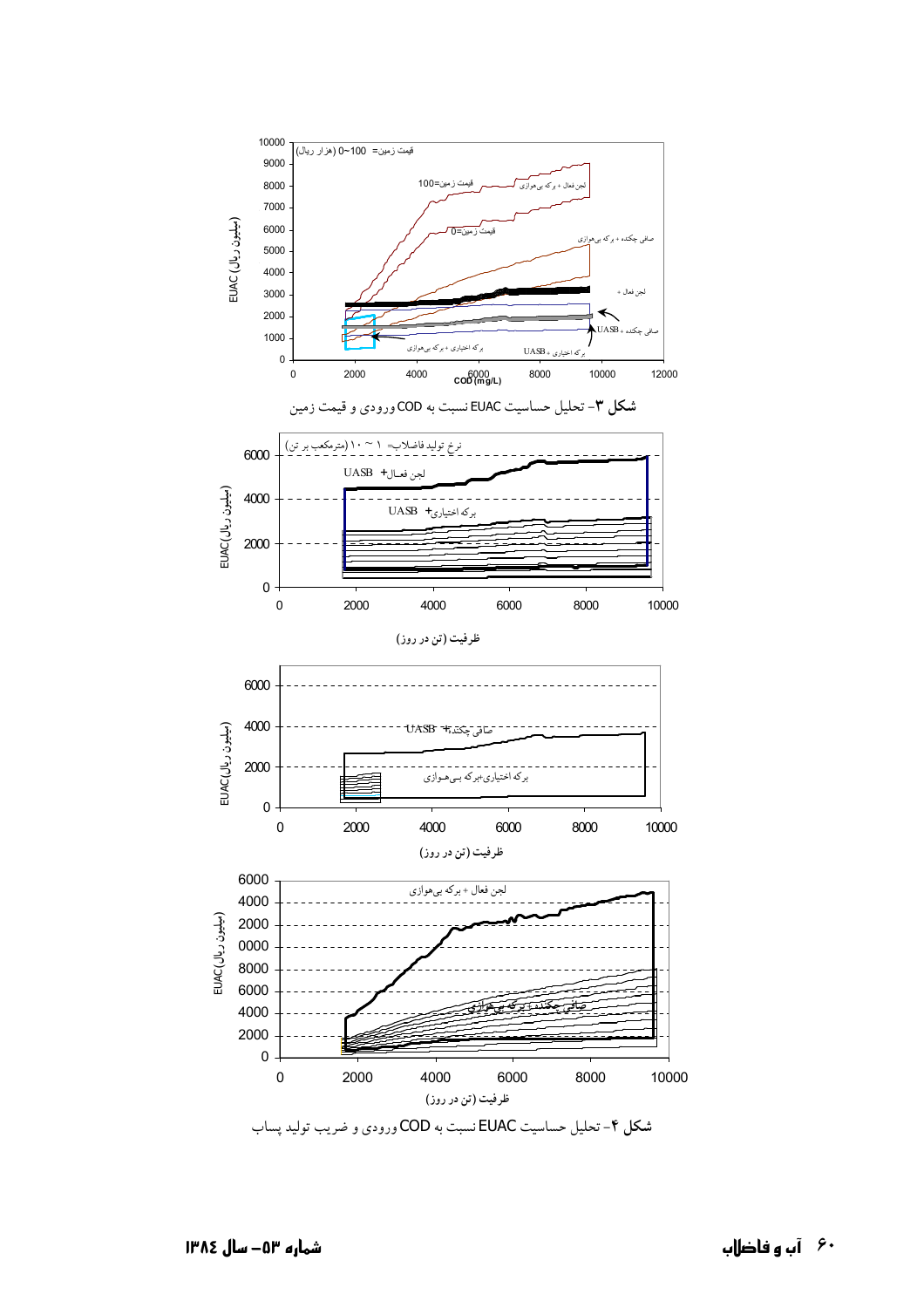شکل ۳- تحلیل حساسیت EUAC نسبت به COD ورودی و قیمت زمین

شکل ۴- تحلیل حساسیت EUAC نسبت به COD ورودی و ضریب تولید پساب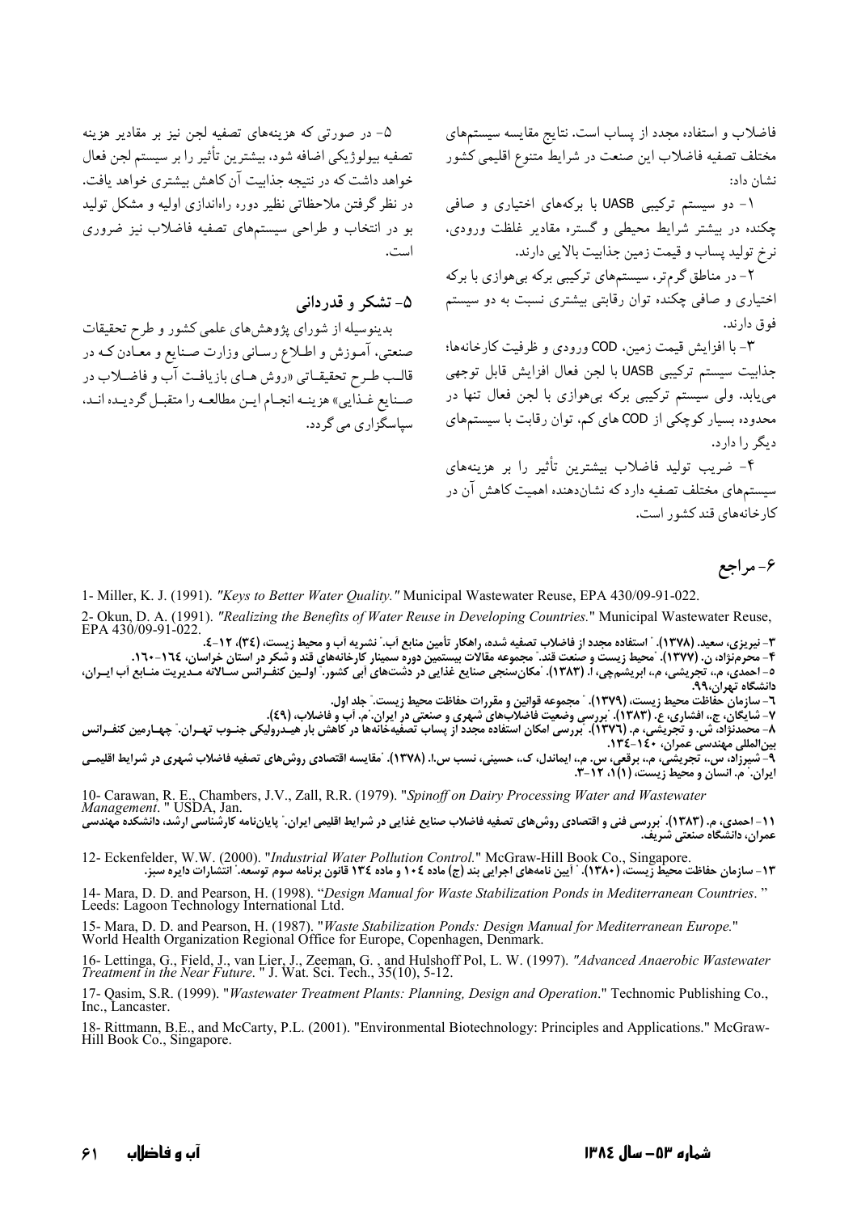فاضلاب و استفاده مجدد از پساب است. نتایج مقایسه سیستم‌های مختلف تصفیه فاضلاب این صنعت در شرایط متنوع اقلیمی کشور نشان داد:

۱- دو سیستم ترکیبی UASB با برکه‌های اختیاری و صافی چکنده در بیشتر شرایط محیطی و گستره مقادیر غلظت ورودی، نرخ تولید پساب و قیمت زمین جذابیت بالایی دارند.

۲- در مناطق گرم‌تر، سیستم‌های ترکیبی برکه بی‌هوازی با برکه اختیاری و صافی چکنده توان رقابتی بیشتری نسبت به دو سیستم فوق دارند.

۳- با افزایش قیمت زمین، COD ورودی و ظرفیت کارخانه‌ها؛ جذابیت سیستم ترکیبی UASB با لجن فعال افزایش قابل توجهی می‌یابد. ولی سیستم ترکیبی برکه بی‌هوازی با لجن فعال تنها در محدوده بسیار کوچکی از COD های کم، توان رقابت با سیستم‌های دیگر را دارد.

۴- ضریب تولید فاضلاب بیشترین تأثیر را بر هزینه‌های سیستم‌های مختلف تصفیه دارد که نشان‌دهنده اهمیت کاهش آن در کارخانه‌های قند کشور است.

۵- در صورتی که هزینه‌های تصفیه لجن نیز بر مقادیر هزینه تصفیه بیولوژیکی اضافه شود، بیشترین تأثیر را بر سیستم لجن فعال خواهد داشت که در نتیجه جذابیت آن کاهش بیشتری خواهد یافت. در نظر گرفتن ملاحظاتی نظیر دوره راه‌اندازی اولیه و مشکل تولید بو در انتخاب و طراحی سیستم‌های تصفیه فاضلاب نیز ضروری است.

## ۵- تشکر و قدردانی

بدینوسیله از شورای پژوهش‌های علمی کشور و طرح تحقیقات صنعتی، آموزش و اطلاع رسانی وزارت صنایع و معادن که در قالب طرح تحقیقاتی «روش های بازیافت آب و فاضلاب در صنایع غذایی» هزینه انجام این مطالعه را متقبل گردیده اند، سپاسگزاری می گردد.

## ۶- مراجع

1- Miller, K. J. (1991). *"Keys to Better Water Quality."* Municipal Wastewater Reuse, EPA 430/09-91-022.

2- Okun, D. A. (1991). *"Realizing the Benefits of Water Reuse in Developing Countries."* Municipal Wastewater Reuse, EPA 430/09-91-022.

۳- تبریزی، سعید. (۱۳۷۸). "استفاده مجدد از فاضلاب تصفیه شده، راهکار تأمین منابع آب." نشریه آب و محیط زیست، (۳۴)، ۱۲-۴.

۴- محرم‌نژاد، ن. (۱۳۷۷). "محیط زیست و صنعت قند." مجموعه مقالات بیستمین دوره سمینار کارخانه‌های قند و شکر در استان خراسان، ۱۶۴-۱۶۰.

۵- احمدی، م.، تجریشی، م.، ابریشم‌چی، ا. (۱۳۸۳). "مکان‌سنجی صنایع غذایی در دشت‌های آبی کشور." اولین کنفرانس سالانه مدیریت منابع آب ایران، دانشگاه تهران،۹۹.

۶- سازمان حفاظت محیط زیست، (۱۳۷۹). " مجموعه قوانین و مقررات حفاظت محیط زیست." جلد اول.

۷- شایگان، ج.، افشاری، ع. (۱۳۸۳). "بررسی وضعیت فاضلاب‌های شهری و صنعتی در ایران."م. آب و فاضلاب، (۴۹).

۸- محمدنژاد، ش. و تجریشی، م. (۱۳۷۶). "بررسی امکان استفاده مجدد از پساب تصفیه‌خانه‌ها در کاهش بار هیدرولیکی جنوب تهران." چهارمین کنفرانس بین‌المللی مهندسی عمران، ۱۴۰-۱۳۴.

۹- شیرزاد، س.، تجریشی، م.، برقعی، س. م.، ایماندل، ک.، حسینی، نسب س.ا. (۱۳۷۸). "مقایسه اقتصادی روش‌های تصفیه فاضلاب شهری در شرایط اقلیمی ایران." م. انسان و محیط زیست، (۱)، ۱۲-۳.

10- Carawan, R. E., Chambers, J.V., Zall, R.R. (1979). "*Spinoff on Dairy Processing Water and Wastewater Management*. " USDA, Jan.

۱۱- احمدی، م. (۱۳۸۳). "بررسی فنی و اقتصادی روش‌های تصفیه فاضلاب صنایع غذایی در شرایط اقلیمی ایران." پایان‌نامه کارشناسی ارشد، دانشکده مهندسی عمران، دانشگاه صنعتی شریف.

12- Eckenfelder, W.W. (2000). "*Industrial Water Pollution Control*." McGraw-Hill Book Co., Singapore.

۱۳- سازمان حفاظت محیط زیست، (۱۳۸۰). " آیین نامه‌های اجرایی بند (ج) ماده ۱۰۴ و ماده ۱۳۴ قانون برنامه سوم توسعه." انتشارات دایره سبز.

14- Mara, D. D. and Pearson, H. (1998). "*Design Manual for Waste Stabilization Ponds in Mediterranean Countries*. " Leeds: Lagoon Technology International Ltd.

15- Mara, D. D. and Pearson, H. (1987). "*Waste Stabilization Ponds: Design Manual for Mediterranean Europe.*" World Health Organization Regional Office for Europe, Copenhagen, Denmark.

16- Lettinga, G., Field, J., van Lier, J., Zeeman, G. , and Hulshoff Pol, L. W. (1997). *"Advanced Anaerobic Wastewater Treatment in the Near Future.* " J. Wat. Sci. Tech., 35(10), 5-12.

17- Qasim, S.R. (1999). "*Wastewater Treatment Plants: Planning, Design and Operation*." Technomic Publishing Co., Inc., Lancaster.

18- Rittmann, B.E., and McCarty, P.L. (2001). "Environmental Biotechnology: Principles and Applications." McGraw-Hill Book Co., Singapore.